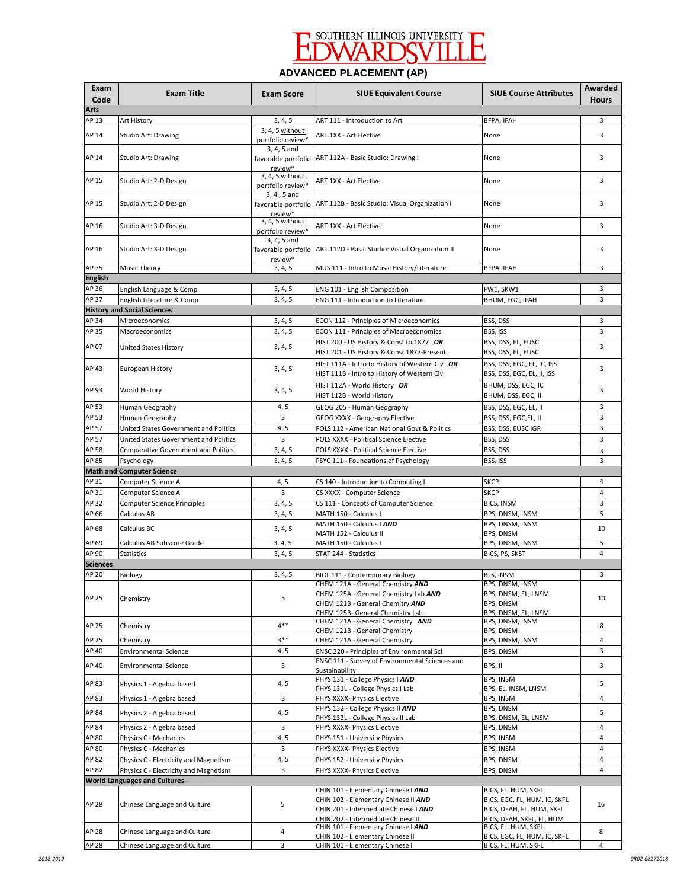# SOUTHERN ILLINOIS UNIVERSITY EDWARDSVILLE

## ADVANCED PLACEMENT (AP)

| Exam Code | Exam Title | Exam Score | SIUE Equivalent Course | SIUE Course Attributes | Awarded Hours |
|---|---|---|---|---|---|
| **Arts** | | | | | |
| AP 13 | Art History | 3, 4, 5 | ART 111 - Introduction to Art | BFPA, IFAH | 3 |
| AP 14 | Studio Art: Drawing | 3, 4, 5 without portfolio review* | ART 1XX - Art Elective | None | 3 |
| AP 14 | Studio Art: Drawing | 3, 4, 5 and favorable portfolio review* | ART 112A - Basic Studio: Drawing I | None | 3 |
| AP 15 | Studio Art: 2-D Design | 3, 4, 5 without portfolio review* | ART 1XX - Art Elective | None | 3 |
| AP 15 | Studio Art: 2-D Design | 3, 4 , 5 and favorable portfolio review* | ART 112B - Basic Studio: Visual Organization I | None | 3 |
| AP 16 | Studio Art: 3-D Design | 3, 4, 5 without portfolio review* | ART 1XX - Art Elective | None | 3 |
| AP 16 | Studio Art: 3-D Design | 3, 4, 5 and favorable portfolio review* | ART 112D - Basic Studio: Visual Organization II | None | 3 |
| AP 75 | Music Theory | 3, 4, 5 | MUS 111 - Intro to Music History/Literature | BFPA, IFAH | 3 |
| **English** | | | | | |
| AP 36 | English Language & Comp | 3, 4, 5 | ENG 101 - English Composition | FW1, SKW1 | 3 |
| AP 37 | English Literature & Comp | 3, 4, 5 | ENG 111 - Introduction to Literature | BHUM, EGC, IFAH | 3 |
| **History and Social Sciences** | | | | | |
| AP 34 | Microeconomics | 3, 4, 5 | ECON 112 - Principles of Microeconomics | BSS, DSS | 3 |
| AP 35 | Macroeconomics | 3, 4, 5 | ECON 111 - Principles of Macroeconomics | BSS, ISS | 3 |
| AP 07 | United States History | 3, 4, 5 | HIST 200 - US History & Const to 1877 ***OR***<br>HIST 201 - US History & Const 1877-Present | BSS, DSS, EL, EUSC<br>BSS, DSS, EL, EUSC | 3 |
| AP 43 | European History | 3, 4, 5 | HIST 111A - Intro to History of Western Civ ***OR***<br>HIST 111B - Intro to History of Western Civ | BSS, DSS, EGC, EL, IC, ISS<br>BSS, DSS, EGC, EL, II, ISS | 3 |
| AP 93 | World History | 3, 4, 5 | HIST 112A - World History ***OR***<br>HIST 112B - World History | BHUM, DSS, EGC, IC<br>BHUM, DSS, EGC, II | 3 |
| AP 53 | Human Geography | 4, 5 | GEOG 205 - Human Geography | BSS, DSS, EGC, EL, II | 3 |
| AP 53 | Human Geography | 3 | GEOG XXXX - Geography Elective | BSS, DSS, EGC,EL, II | 3 |
| AP 57 | United States Government and Politics | 4, 5 | POLS 112 - American National Govt & Politics | BSS, DSS, EUSC IGR | 3 |
| AP 57 | United States Government and Politics | 3 | POLS XXXX - Political Science Elective | BSS, DSS | 3 |
| AP 58 | Comparative Government and Politics | 3, 4, 5 | POLS XXXX - Political Science Elective | BSS, DSS | 3 |
| AP 85 | Psychology | 3, 4, 5 | PSYC 111 - Foundations of Psychology | BSS, ISS | 3 |
| **Math and Computer Science** | | | | | |
| AP 31 | Computer Science A | 4, 5 | CS 140 - Introduction to Computing I | SKCP | 4 |
| AP 31 | Computer Science A | 3 | CS XXXX - Computer Science | SKCP | 4 |
| AP 32 | Computer Science Principles | 3, 4, 5 | CS 111 - Concepts of Computer Science | BICS, INSM | 3 |
| AP 66 | Calculus AB | 3, 4, 5 | MATH 150 - Calculus I | BPS, DNSM, INSM | 5 |
| AP 68 | Calculus BC | 3, 4, 5 | MATH 150 - Calculus I ***AND***<br>MATH 152 - Calculus II | BPS, DNSM, INSM<br>BPS, DNSM | 10 |
| AP 69 | Calculus AB Subscore Grade | 3, 4, 5 | MATH 150 - Calculus I | BPS, DNSM, INSM | 5 |
| AP 90 | Statistics | 3, 4, 5 | STAT 244 - Statistics | BICS, PS, SKST | 4 |
| **Sciences** | | | | | |
| AP 20 | Biology | 3, 4, 5 | BIOL 111 - Contemporary Biology | BLS, INSM | 3 |
| AP 25 | Chemistry | 5 | CHEM 121A - General Chemistry ***AND***<br>CHEM 125A - General Chemistry Lab ***AND***<br>CHEM 121B - General Chemitry ***AND***<br>CHEM 125B- General Chemistry Lab | BPS, DNSM, INSM<br>BPS, DNSM, EL, LNSM<br>BPS, DNSM<br>BPS, DNSM, EL, LNSM | 10 |
| AP 25 | Chemistry | 4** | CHEM 121A - General Chemistry ***AND***<br>CHEM 121B - General Chemistry | BPS, DNSM, INSM<br>BPS, DNSM | 8 |
| AP 25 | Chemistry | 3** | CHEM 121A - General Chemistry | BPS, DNSM, INSM | 4 |
| AP 40 | Environmental Science | 4, 5 | ENSC 220 - Principles of Environmental Sci | BPS, DNSM | 3 |
| AP 40 | Environmental Science | 3 | ENSC 111 - Survey of Environmental Sciences and Sustainability | BPS, II | 3 |
| AP 83 | Physics 1 - Algebra based | 4, 5 | PHYS 131 - College Physics I ***AND***<br>PHYS 131L - College Physics I Lab | BPS, INSM<br>BPS, EL, INSM, LNSM | 5 |
| AP 83 | Physics 1 - Algebra based | 3 | PHYS XXXX- Physics Elective | BPS, INSM | 4 |
| AP 84 | Physics 2 - Algebra based | 4, 5 | PHYS 132 - College Physics II ***AND***<br>PHYS 132L - College Physics II Lab | BPS, DNSM<br>BPS, DNSM, EL, LNSM | 5 |
| AP 84 | Physics 2 - Algebra based | 3 | PHYS XXXX- Physics Elective | BPS, DNSM | 4 |
| AP 80 | Physics C - Mechanics | 4, 5 | PHYS 151 - University Physics | BPS, INSM | 4 |
| AP 80 | Physics C - Mechanics | 3 | PHYS XXXX- Physics Elective | BPS, INSM | 4 |
| AP 82 | Physics C - Electricity and Magnetism | 4, 5 | PHYS 152 - University Physics | BPS, DNSM | 4 |
| AP 82 | Physics C - Electricity and Magnetism | 3 | PHYS XXXX- Physics Elective | BPS, DNSM | 4 |
| **World Languages and Cultures -** | | | | | |
| AP 28 | Chinese Language and Culture | 5 | CHIN 101 - Elementary Chinese I ***AND***<br>CHIN 102 - Elementary Chinese II ***AND***<br>CHIN 201 - Intermediate Chinese I ***AND***<br>CHIN 202 - Intermediate Chinese II | BICS, FL, HUM, SKFL<br>BICS, EGC, FL, HUM, IC, SKFL<br>BICS, DFAH, FL, HUM, SKFL<br>BICS, DFAH, SKFL, FL, HUM | 16 |
| AP 28 | Chinese Language and Culture | 4 | CHIN 101 - Elementary Chinese I ***AND***<br>CHIN 102 - Elementary Chinese II | BICS, FL, HUM, SKFL<br>BICS, EGC, FL, HUM, IC, SKFL | 8 |
| AP 28 | Chinese Language and Culture | 3 | CHIN 101 - Elementary Chinese I | BICS, FL, HUM, SKFL | 4 |

2018-2019

9R02-08272018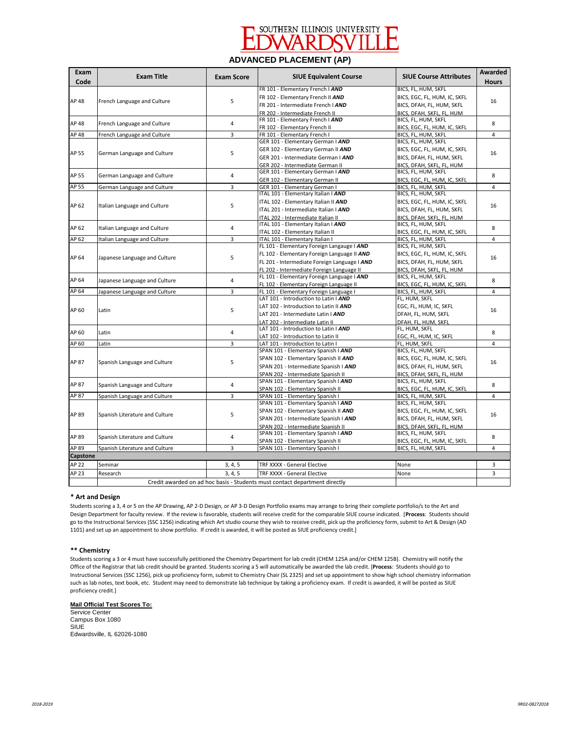# SOUTHERN ILLINOIS UNIVERSITY EDWARDSVILLE

## ADVANCED PLACEMENT (AP)

| Exam Code | Exam Title | Exam Score | SIUE Equivalent Course | SIUE Course Attributes | Awarded Hours |
|---|---|---|---|---|---|
| AP 48 | French Language and Culture | 5 | FR 101 - Elementary French I ***AND*** | BICS, FL, HUM, SKFL | 16 |
| | | | FR 102 - Elementary French II ***AND*** | BICS, EGC, FL, HUM, IC, SKFL | |
| | | | FR 201 - Intermediate French I ***AND*** | BICS, DFAH, FL, HUM, SKFL | |
| | | | FR 202 - Intermediate French II | BICS, DFAH, SKFL, FL, HUM | |
| AP 48 | French Language and Culture | 4 | FR 101 - Elementary French I ***AND*** | BICS, FL, HUM, SKFL | 8 |
| | | | FR 102 - Elementary French II | BICS, EGC, FL, HUM, IC, SKFL | |
| AP 48 | French Language and Culture | 3 | FR 101 - Elementary French I | BICS, FL, HUM, SKFL | 4 |
| AP 55 | German Language and Culture | 5 | GER 101 - Elementary German I ***AND*** | BICS, FL, HUM, SKFL | 16 |
| | | | GER 102 - Elementary German II ***AND*** | BICS, EGC, FL, HUM, IC, SKFL | |
| | | | GER 201 - Intermediate German I ***AND*** | BICS, DFAH, FL, HUM, SKFL | |
| | | | GER 202 - Intermediate German II | BICS, DFAH, SKFL, FL, HUM | |
| AP 55 | German Language and Culture | 4 | GER 101 - Elementary German I ***AND*** | BICS, FL, HUM, SKFL | 8 |
| | | | GER 102 - Elementary German II | BICS, EGC, FL, HUM, IC, SKFL | |
| AP 55 | German Language and Culture | 3 | GER 101 - Elementary German I | BICS, FL, HUM, SKFL | 4 |
| AP 62 | Italian Language and Culture | 5 | ITAL 101 - Elementary Italian I ***AND*** | BICS, FL, HUM, SKFL | 16 |
| | | | ITAL 102 - Elementary Italian II ***AND*** | BICS, EGC, FL, HUM, IC, SKFL | |
| | | | ITAL 201 - Intermediate Italian I ***AND*** | BICS, DFAH, FL, HUM, SKFL | |
| | | | ITAL 202 - Intermediate Italian II | BICS, DFAH, SKFL, FL, HUM | |
| AP 62 | Italian Language and Culture | 4 | ITAL 101 - Elementary Italian I ***AND*** | BICS, FL, HUM, SKFL | 8 |
| | | | ITAL 102 - Elementary Italian II | BICS, EGC, FL, HUM, IC, SKFL | |
| AP 62 | Italian Language and Culture | 3 | ITAL 101 - Elementary Italian I | BICS, FL, HUM, SKFL | 4 |
| AP 64 | Japanese Language and Culture | 5 | FL 101 - Elementary Foreign Langauge I ***AND*** | BICS, FL, HUM, SKFL | 16 |
| | | | FL 102 - Elementary Foreign Language II ***AND*** | BICS, EGC, FL, HUM, IC, SKFL | |
| | | | FL 201 - Intermediate Foreign Language I ***AND*** | BICS, DFAH, FL, HUM, SKFL | |
| | | | FL 202 - Intermediate Foreign Language II | BICS, DFAH, SKFL, FL, HUM | |
| AP 64 | Japanese Language and Culture | 4 | FL 101 - Elementary Foreign Langauge I ***AND*** | BICS, FL, HUM, SKFL | 8 |
| | | | FL 102 - Elementary Foreign Language II | BICS, EGC, FL, HUM, IC, SKFL | |
| AP 64 | Japanese Language and Culture | 3 | FL 101 - Elementary Foreign Language I | BICS, FL, HUM, SKFL | 4 |
| AP 60 | Latin | 5 | LAT 101 - Introduction to Latin I ***AND*** | FL, HUM, SKFL | 16 |
| | | | LAT 102 - Introduction to Latin II ***AND*** | EGC, FL, HUM, IC, SKFL | |
| | | | LAT 201 - Intermediate Latin I ***AND*** | DFAH, FL, HUM, SKFL | |
| | | | LAT 202 - Intermediate Latin II | DFAH, FL, HUM, SKFL | |
| AP 60 | Latin | 4 | LAT 101 - Introduction to Latin I ***AND*** | FL, HUM, SKFL | 8 |
| | | | LAT 102 - Introduction to Latin II | EGC, FL, HUM, IC, SKFL | |
| AP 60 | Latin | 3 | LAT 101 - Introduction to Latin I | FL, HUM, SKFL | 4 |
| AP 87 | Spanish Language and Culture | 5 | SPAN 101 - Elementary Spanish I ***AND*** | BICS, FL, HUM, SKFL | 16 |
| | | | SPAN 102 - Elementary Spanish II ***AND*** | BICS, EGC, FL, HUM, IC, SKFL | |
| | | | SPAN 201 - Intermediate Spanish I ***AND*** | BICS, DFAH, FL, HUM, SKFL | |
| | | | SPAN 202 - Intermediate Spanish II | BICS, DFAH, SKFL, FL, HUM | |
| AP 87 | Spanish Language and Culture | 4 | SPAN 101 - Elementary Spanish I ***AND*** | BICS, FL, HUM, SKFL | 8 |
| | | | SPAN 102 - Elementary Spanish II | BICS, EGC, FL, HUM, IC, SKFL | |
| AP 87 | Spanish Language and Culture | 3 | SPAN 101 - Elementary Spanish I | BICS, FL, HUM, SKFL | 4 |
| AP 89 | Spanish Literature and Culture | 5 | SPAN 101 - Elementary Spanish I ***AND*** | BICS, FL, HUM, SKFL | 16 |
| | | | SPAN 102 - Elementary Spanish II ***AND*** | BICS, EGC, FL, HUM, IC, SKFL | |
| | | | SPAN 201 - Intermediate Spanish I ***AND*** | BICS, DFAH, FL, HUM, SKFL | |
| | | | SPAN 202 - Intermediate Spanish II | BICS, DFAH, SKFL, FL, HUM | |
| AP 89 | Spanish Literature and Culture | 4 | SPAN 101 - Elementary Spanish I ***AND*** | BICS, FL, HUM, SKFL | 8 |
| | | | SPAN 102 - Elementary Spanish II | BICS, EGC, FL, HUM, IC, SKFL | |
| AP 89 | Spanish Literature and Culture | 3 | SPAN 101 - Elementary Spanish I | BICS, FL, HUM, SKFL | 4 |
| **Capstone** | | | | | |
| AP 22 | Seminar | 3, 4, 5 | TRF XXXX - General Elective | None | 3 |
| AP 23 | Research | 3, 4, 5 | TRF XXXX - General Elective | None | 3 |
| | Credit awarded on ad hoc basis - Students must contact department directly | | | | |

### * Art and Design

Students scoring a 3, 4 or 5 on the AP Drawing, AP 2-D Design, or AP 3-D Design Portfolio exams may arrange to bring their complete portfolio/s to the Art and Design Department for faculty review. If the review is favorable, students will receive credit for the comparable SIUE course indicated. [**Process**: Students should go to the Instructional Services (SSC 1256) indicating which Art studio course they wish to receive credit, pick up the proficiency form, submit to Art & Design (AD 1101) and set up an appointment to show portfolio. If credit is awarded, it will be posted as SIUE proficiency credit.]

### ** Chemistry

Students scoring a 3 or 4 must have successfully petitioned the Chemistry Department for lab credit (CHEM 125A and/or CHEM 125B). Chemistry will notify the Office of the Registrar that lab credit should be granted. Students scoring a 5 will automatically be awarded the lab credit. [**Process**: Students should go to Instructional Services (SSC 1256), pick up proficiency form, submit to Chemistry Chair (SL 2325) and set up appointment to show high school chemistry information such as lab notes, text book, etc. Student may need to demonstrate lab technique by taking a proficiency exam. If credit is awarded, it will be posted as SIUE proficiency credit.]

**Mail Official Test Scores To:**

Service Center
Campus Box 1080
SIUE
Edwardsville, IL 62026-1080

2018-2019

9R02-08272018